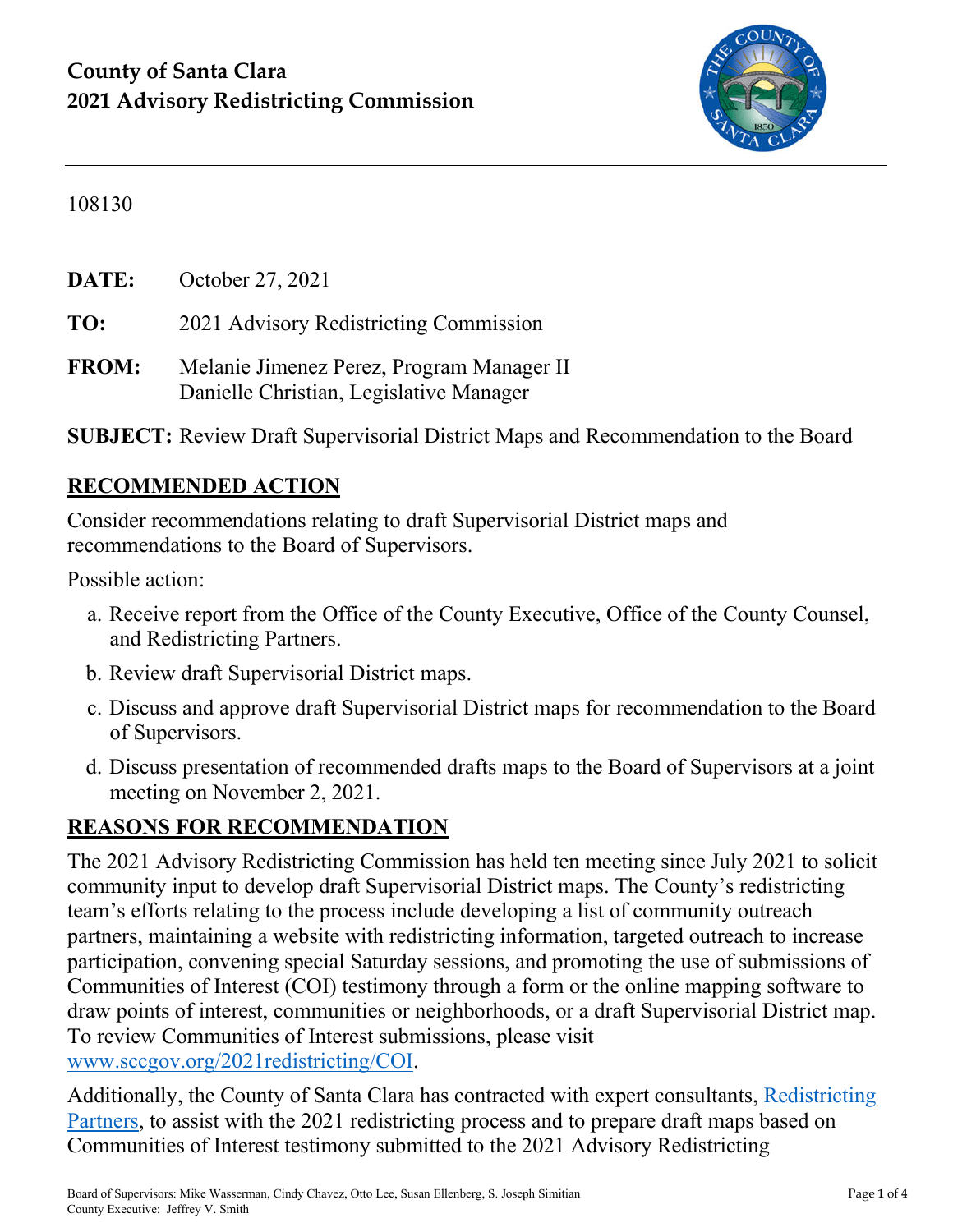# County of Santa Clara
## 2021 Advisory Redistricting Commission

108130

**DATE:** October 27, 2021

**TO:** 2021 Advisory Redistricting Commission

**FROM:** Melanie Jimenez Perez, Program Manager II
Danielle Christian, Legislative Manager

**SUBJECT:** Review Draft Supervisorial District Maps and Recommendation to the Board

## RECOMMENDED ACTION

Consider recommendations relating to draft Supervisorial District maps and recommendations to the Board of Supervisors.

Possible action:

a. Receive report from the Office of the County Executive, Office of the County Counsel, and Redistricting Partners.
b. Review draft Supervisorial District maps.
c. Discuss and approve draft Supervisorial District maps for recommendation to the Board of Supervisors.
d. Discuss presentation of recommended drafts maps to the Board of Supervisors at a joint meeting on November 2, 2021.

## REASONS FOR RECOMMENDATION

The 2021 Advisory Redistricting Commission has held ten meeting since July 2021 to solicit community input to develop draft Supervisorial District maps. The County's redistricting team's efforts relating to the process include developing a list of community outreach partners, maintaining a website with redistricting information, targeted outreach to increase participation, convening special Saturday sessions, and promoting the use of submissions of Communities of Interest (COI) testimony through a form or the online mapping software to draw points of interest, communities or neighborhoods, or a draft Supervisorial District map. To review Communities of Interest submissions, please visit www.sccgov.org/2021redistricting/COI.

Additionally, the County of Santa Clara has contracted with expert consultants, Redistricting Partners, to assist with the 2021 redistricting process and to prepare draft maps based on Communities of Interest testimony submitted to the 2021 Advisory Redistricting

Board of Supervisors: Mike Wasserman, Cindy Chavez, Otto Lee, Susan Ellenberg, S. Joseph Simitian
County Executive: Jeffrey V. Smith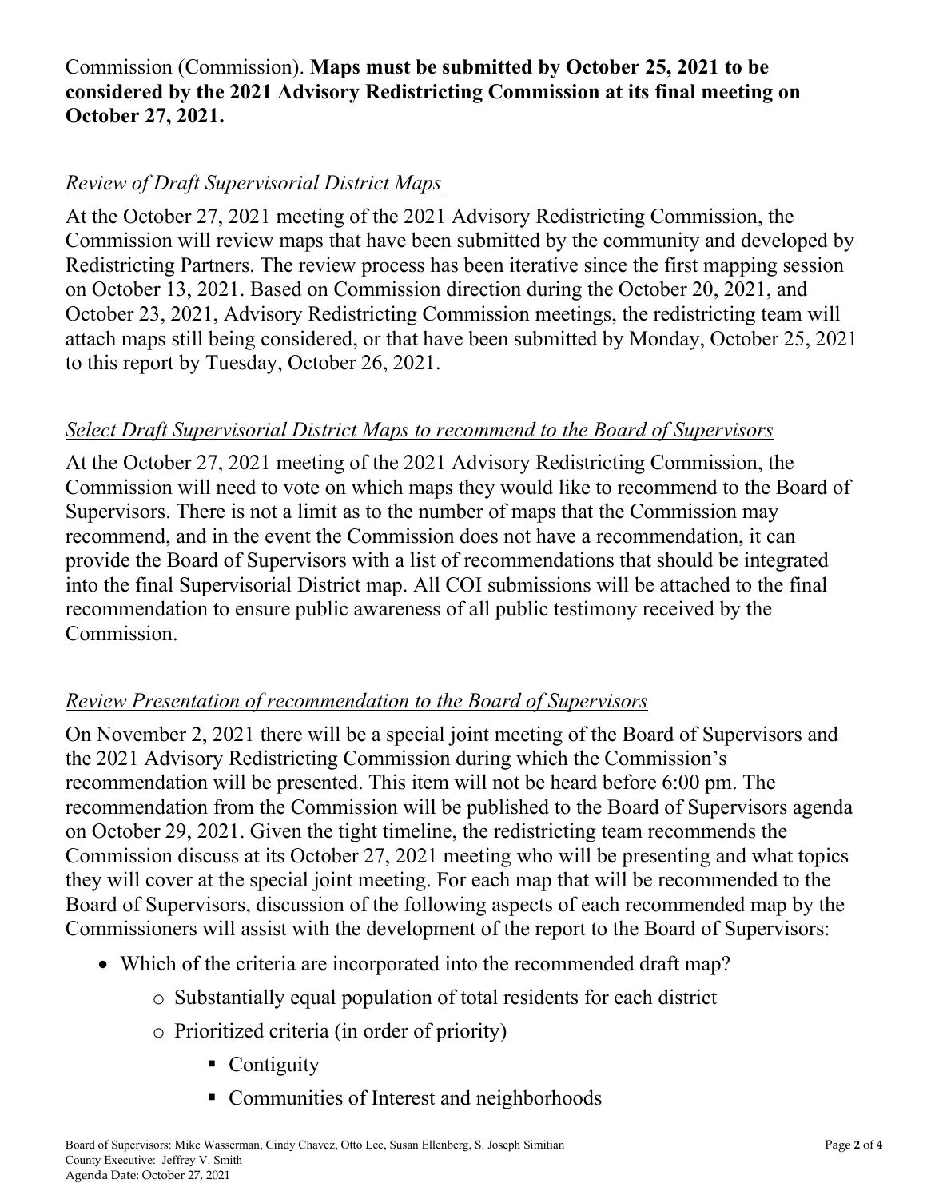Commission (Commission). **Maps must be submitted by October 25, 2021 to be considered by the 2021 Advisory Redistricting Commission at its final meeting on October 27, 2021.**

*Review of Draft Supervisorial District Maps*

At the October 27, 2021 meeting of the 2021 Advisory Redistricting Commission, the Commission will review maps that have been submitted by the community and developed by Redistricting Partners. The review process has been iterative since the first mapping session on October 13, 2021. Based on Commission direction during the October 20, 2021, and October 23, 2021, Advisory Redistricting Commission meetings, the redistricting team will attach maps still being considered, or that have been submitted by Monday, October 25, 2021 to this report by Tuesday, October 26, 2021.

*Select Draft Supervisorial District Maps to recommend to the Board of Supervisors*

At the October 27, 2021 meeting of the 2021 Advisory Redistricting Commission, the Commission will need to vote on which maps they would like to recommend to the Board of Supervisors. There is not a limit as to the number of maps that the Commission may recommend, and in the event the Commission does not have a recommendation, it can provide the Board of Supervisors with a list of recommendations that should be integrated into the final Supervisorial District map. All COI submissions will be attached to the final recommendation to ensure public awareness of all public testimony received by the Commission.

*Review Presentation of recommendation to the Board of Supervisors*

On November 2, 2021 there will be a special joint meeting of the Board of Supervisors and the 2021 Advisory Redistricting Commission during which the Commission's recommendation will be presented. This item will not be heard before 6:00 pm. The recommendation from the Commission will be published to the Board of Supervisors agenda on October 29, 2021. Given the tight timeline, the redistricting team recommends the Commission discuss at its October 27, 2021 meeting who will be presenting and what topics they will cover at the special joint meeting. For each map that will be recommended to the Board of Supervisors, discussion of the following aspects of each recommended map by the Commissioners will assist with the development of the report to the Board of Supervisors:

- Which of the criteria are incorporated into the recommended draft map?
    - Substantially equal population of total residents for each district
    - Prioritized criteria (in order of priority)
        - Contiguity
        - Communities of Interest and neighborhoods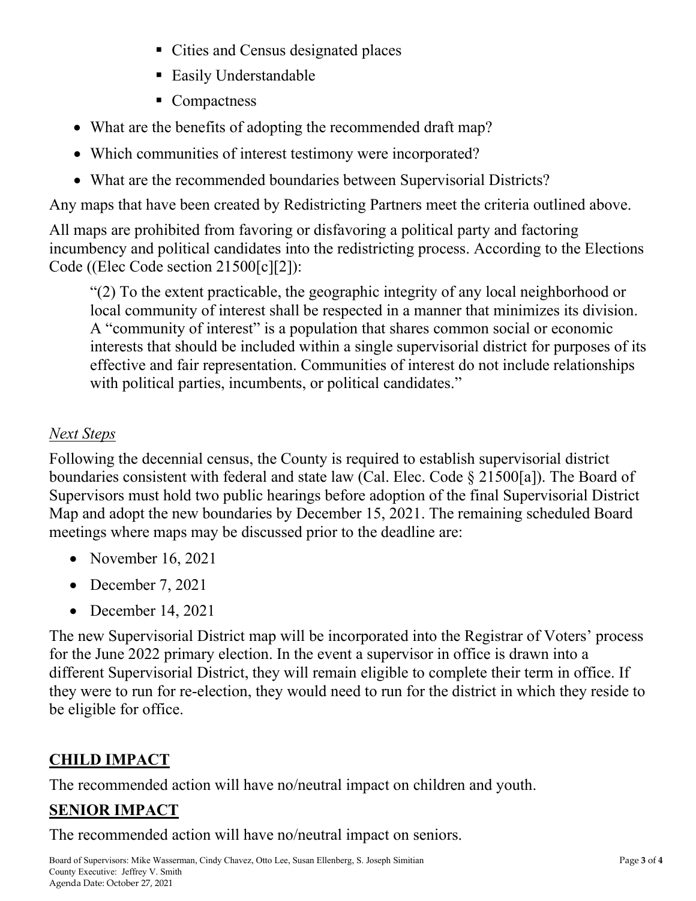- Cities and Census designated places
    - Easily Understandable
    - Compactness
- What are the benefits of adopting the recommended draft map?
- Which communities of interest testimony were incorporated?
- What are the recommended boundaries between Supervisorial Districts?

Any maps that have been created by Redistricting Partners meet the criteria outlined above.

All maps are prohibited from favoring or disfavoring a political party and factoring incumbency and political candidates into the redistricting process. According to the Elections Code ((Elec Code section 21500[c][2]):

> "(2) To the extent practicable, the geographic integrity of any local neighborhood or local community of interest shall be respected in a manner that minimizes its division. A "community of interest" is a population that shares common social or economic interests that should be included within a single supervisorial district for purposes of its effective and fair representation. Communities of interest do not include relationships with political parties, incumbents, or political candidates."

*Next Steps*

Following the decennial census, the County is required to establish supervisorial district boundaries consistent with federal and state law (Cal. Elec. Code § 21500[a]). The Board of Supervisors must hold two public hearings before adoption of the final Supervisorial District Map and adopt the new boundaries by December 15, 2021. The remaining scheduled Board meetings where maps may be discussed prior to the deadline are:

- November 16, 2021
- December 7, 2021
- December 14, 2021

The new Supervisorial District map will be incorporated into the Registrar of Voters' process for the June 2022 primary election. In the event a supervisor in office is drawn into a different Supervisorial District, they will remain eligible to complete their term in office. If they were to run for re-election, they would need to run for the district in which they reside to be eligible for office.

## CHILD IMPACT

The recommended action will have no/neutral impact on children and youth.

## SENIOR IMPACT

The recommended action will have no/neutral impact on seniors.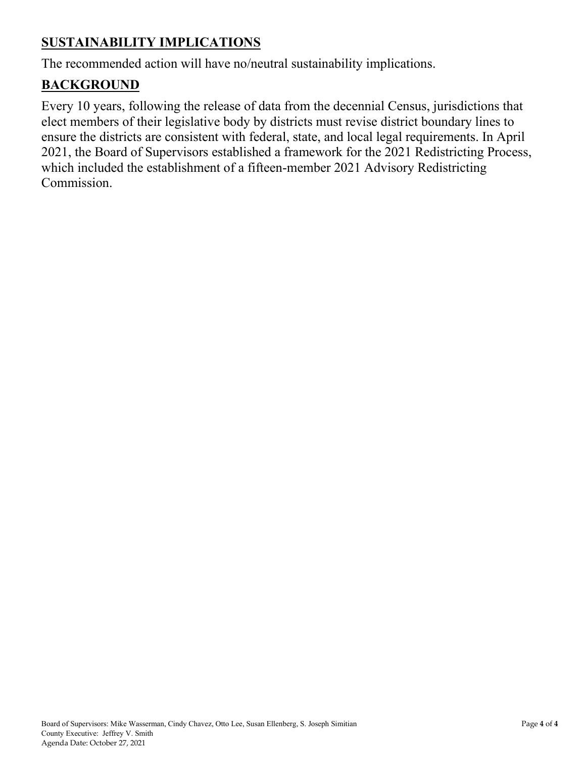## SUSTAINABILITY IMPLICATIONS

The recommended action will have no/neutral sustainability implications.

## BACKGROUND

Every 10 years, following the release of data from the decennial Census, jurisdictions that elect members of their legislative body by districts must revise district boundary lines to ensure the districts are consistent with federal, state, and local legal requirements. In April 2021, the Board of Supervisors established a framework for the 2021 Redistricting Process, which included the establishment of a fifteen-member 2021 Advisory Redistricting Commission.